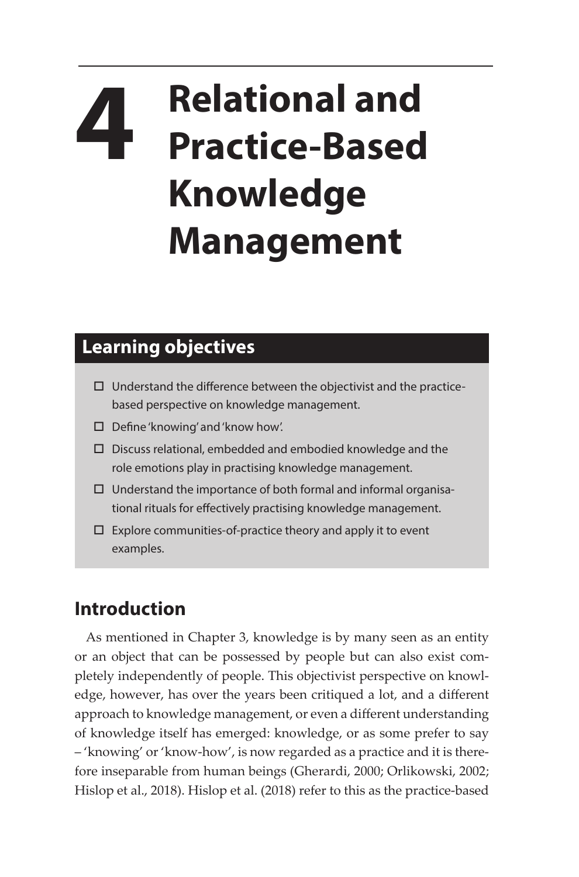# 4 Relational and Practice-Based Knowledge Management

## Learning objectives

- ☐ Understand the difference between the objectivist and the practice-based perspective on knowledge management.
- ☐ Define 'knowing' and 'know how'.
- ☐ Discuss relational, embedded and embodied knowledge and the role emotions play in practising knowledge management.
- ☐ Understand the importance of both formal and informal organisational rituals for effectively practising knowledge management.
- ☐ Explore communities-of-practice theory and apply it to event examples.

## Introduction

As mentioned in Chapter 3, knowledge is by many seen as an entity or an object that can be possessed by people but can also exist completely independently of people. This objectivist perspective on knowledge, however, has over the years been critiqued a lot, and a different approach to knowledge management, or even a different understanding of knowledge itself has emerged: knowledge, or as some prefer to say – 'knowing' or 'know-how', is now regarded as a practice and it is therefore inseparable from human beings (Gherardi, 2000; Orlikowski, 2002; Hislop et al., 2018). Hislop et al. (2018) refer to this as the practice-based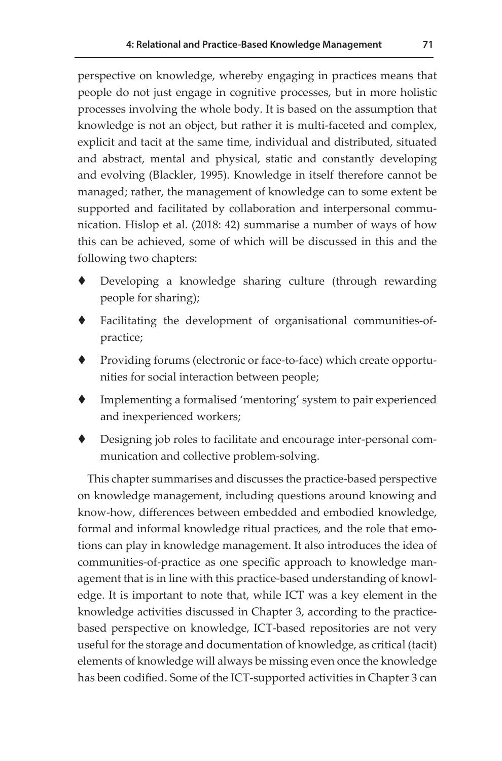perspective on knowledge, whereby engaging in practices means that people do not just engage in cognitive processes, but in more holistic processes involving the whole body. It is based on the assumption that knowledge is not an object, but rather it is multi-faceted and complex, explicit and tacit at the same time, individual and distributed, situated and abstract, mental and physical, static and constantly developing and evolving (Blackler, 1995). Knowledge in itself therefore cannot be managed; rather, the management of knowledge can to some extent be supported and facilitated by collaboration and interpersonal communication. Hislop et al. (2018: 42) summarise a number of ways of how this can be achieved, some of which will be discussed in this and the following two chapters:

- Developing a knowledge sharing culture (through rewarding people for sharing);
- Facilitating the development of organisational communities-of-practice;
- Providing forums (electronic or face-to-face) which create opportunities for social interaction between people;
- Implementing a formalised 'mentoring' system to pair experienced and inexperienced workers;
- Designing job roles to facilitate and encourage inter-personal communication and collective problem-solving.

This chapter summarises and discusses the practice-based perspective on knowledge management, including questions around knowing and know-how, differences between embedded and embodied knowledge, formal and informal knowledge ritual practices, and the role that emotions can play in knowledge management. It also introduces the idea of communities-of-practice as one specific approach to knowledge management that is in line with this practice-based understanding of knowledge. It is important to note that, while ICT was a key element in the knowledge activities discussed in Chapter 3, according to the practice-based perspective on knowledge, ICT-based repositories are not very useful for the storage and documentation of knowledge, as critical (tacit) elements of knowledge will always be missing even once the knowledge has been codified. Some of the ICT-supported activities in Chapter 3 can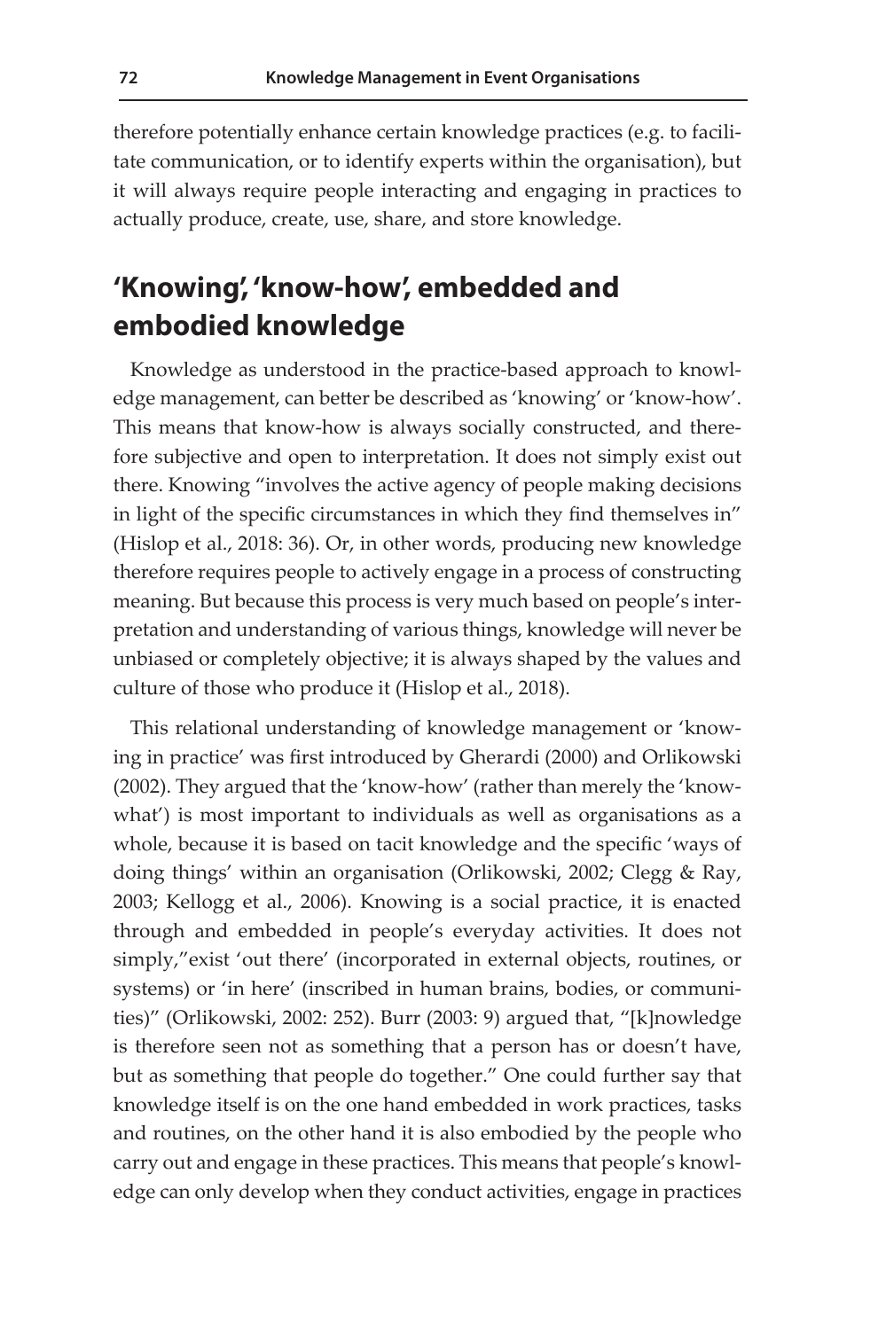therefore potentially enhance certain knowledge practices (e.g. to facilitate communication, or to identify experts within the organisation), but it will always require people interacting and engaging in practices to actually produce, create, use, share, and store knowledge.

## 'Knowing', 'know-how', embedded and embodied knowledge

Knowledge as understood in the practice-based approach to knowledge management, can better be described as 'knowing' or 'know-how'. This means that know-how is always socially constructed, and therefore subjective and open to interpretation. It does not simply exist out there. Knowing "involves the active agency of people making decisions in light of the specific circumstances in which they find themselves in" (Hislop et al., 2018: 36). Or, in other words, producing new knowledge therefore requires people to actively engage in a process of constructing meaning. But because this process is very much based on people's interpretation and understanding of various things, knowledge will never be unbiased or completely objective; it is always shaped by the values and culture of those who produce it (Hislop et al., 2018).

This relational understanding of knowledge management or 'knowing in practice' was first introduced by Gherardi (2000) and Orlikowski (2002). They argued that the 'know-how' (rather than merely the 'know-what') is most important to individuals as well as organisations as a whole, because it is based on tacit knowledge and the specific 'ways of doing things' within an organisation (Orlikowski, 2002; Clegg & Ray, 2003; Kellogg et al., 2006). Knowing is a social practice, it is enacted through and embedded in people's everyday activities. It does not simply,"exist 'out there' (incorporated in external objects, routines, or systems) or 'in here' (inscribed in human brains, bodies, or communities)" (Orlikowski, 2002: 252). Burr (2003: 9) argued that, "[k]nowledge is therefore seen not as something that a person has or doesn't have, but as something that people do together." One could further say that knowledge itself is on the one hand embedded in work practices, tasks and routines, on the other hand it is also embodied by the people who carry out and engage in these practices. This means that people's knowledge can only develop when they conduct activities, engage in practices